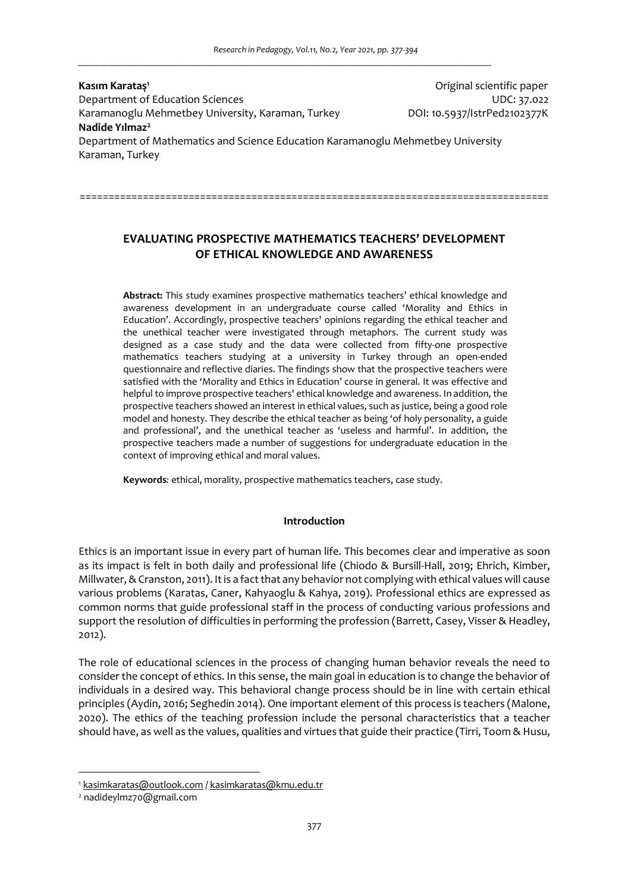**Kasım Karataş**[1]
Department of Education Sciences
Karamanoglu Mehmetbey University, Karaman, Turkey
**Nadide Yılmaz**[2]
Department of Mathematics and Science Education Karamanoglu Mehmetbey University
Karaman, Turkey

Original scientific paper
UDC: 37.022
DOI: 10.5937/IstrPed2102377K

# EVALUATING PROSPECTIVE MATHEMATICS TEACHERS' DEVELOPMENT OF ETHICAL KNOWLEDGE AND AWARENESS

**Abstract:** This study examines prospective mathematics teachers' ethical knowledge and awareness development in an undergraduate course called 'Morality and Ethics in Education'. Accordingly, prospective teachers' opinions regarding the ethical teacher and the unethical teacher were investigated through metaphors. The current study was designed as a case study and the data were collected from fifty-one prospective mathematics teachers studying at a university in Turkey through an open-ended questionnaire and reflective diaries. The findings show that the prospective teachers were satisfied with the 'Morality and Ethics in Education' course in general. It was effective and helpful to improve prospective teachers' ethical knowledge and awareness. In addition, the prospective teachers showed an interest in ethical values, such as justice, being a good role model and honesty. They describe the ethical teacher as being 'of holy personality, a guide and professional', and the unethical teacher as 'useless and harmful'. In addition, the prospective teachers made a number of suggestions for undergraduate education in the context of improving ethical and moral values.

**Keywords**: ethical, morality, prospective mathematics teachers, case study.

## Introduction

Ethics is an important issue in every part of human life. This becomes clear and imperative as soon as its impact is felt in both daily and professional life (Chiodo & Bursill-Hall, 2019; Ehrich, Kimber, Millwater, & Cranston, 2011). It is a fact that any behavior not complying with ethical values will cause various problems (Karatas, Caner, Kahyaoglu & Kahya, 2019). Professional ethics are expressed as common norms that guide professional staff in the process of conducting various professions and support the resolution of difficulties in performing the profession (Barrett, Casey, Visser & Headley, 2012).

The role of educational sciences in the process of changing human behavior reveals the need to consider the concept of ethics. In this sense, the main goal in education is to change the behavior of individuals in a desired way. This behavioral change process should be in line with certain ethical principles (Aydin, 2016; Seghedin 2014). One important element of this process is teachers (Malone, 2020). The ethics of the teaching profession include the personal characteristics that a teacher should have, as well as the values, qualities and virtues that guide their practice (Tirri, Toom & Husu,

---

[1] kasimkaratas@outlook.com / kasimkaratas@kmu.edu.tr
[2] nadideylmz70@gmail.com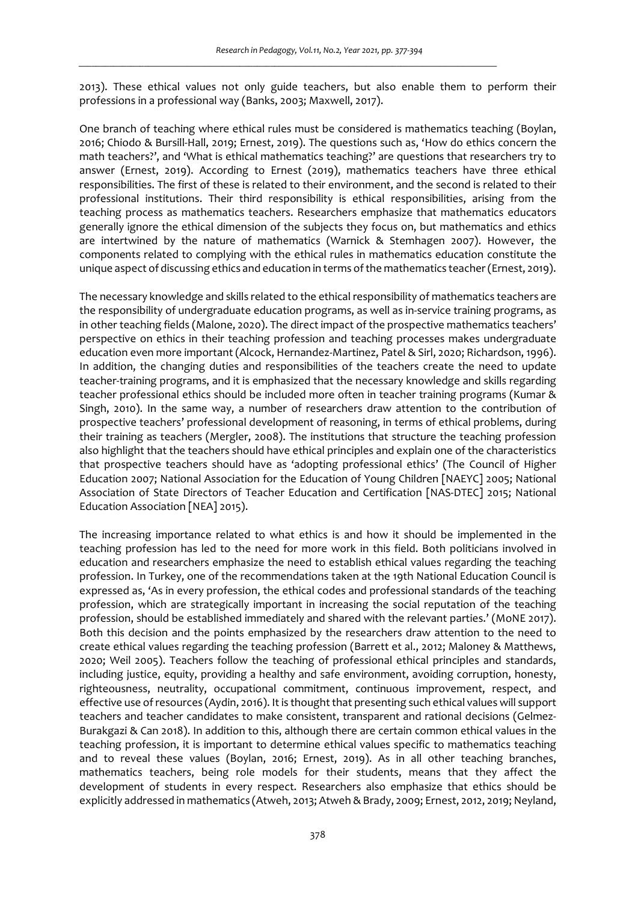2013). These ethical values not only guide teachers, but also enable them to perform their professions in a professional way (Banks, 2003; Maxwell, 2017).

One branch of teaching where ethical rules must be considered is mathematics teaching (Boylan, 2016; Chiodo & Bursill-Hall, 2019; Ernest, 2019). The questions such as, 'How do ethics concern the math teachers?', and 'What is ethical mathematics teaching?' are questions that researchers try to answer (Ernest, 2019). According to Ernest (2019), mathematics teachers have three ethical responsibilities. The first of these is related to their environment, and the second is related to their professional institutions. Their third responsibility is ethical responsibilities, arising from the teaching process as mathematics teachers. Researchers emphasize that mathematics educators generally ignore the ethical dimension of the subjects they focus on, but mathematics and ethics are intertwined by the nature of mathematics (Warnick & Stemhagen 2007). However, the components related to complying with the ethical rules in mathematics education constitute the unique aspect of discussing ethics and education in terms of the mathematics teacher (Ernest, 2019).

The necessary knowledge and skills related to the ethical responsibility of mathematics teachers are the responsibility of undergraduate education programs, as well as in-service training programs, as in other teaching fields (Malone, 2020). The direct impact of the prospective mathematics teachers' perspective on ethics in their teaching profession and teaching processes makes undergraduate education even more important (Alcock, Hernandez-Martinez, Patel & Sirl, 2020; Richardson, 1996). In addition, the changing duties and responsibilities of the teachers create the need to update teacher-training programs, and it is emphasized that the necessary knowledge and skills regarding teacher professional ethics should be included more often in teacher training programs (Kumar & Singh, 2010). In the same way, a number of researchers draw attention to the contribution of prospective teachers' professional development of reasoning, in terms of ethical problems, during their training as teachers (Mergler, 2008). The institutions that structure the teaching profession also highlight that the teachers should have ethical principles and explain one of the characteristics that prospective teachers should have as 'adopting professional ethics' (The Council of Higher Education 2007; National Association for the Education of Young Children [NAEYC] 2005; National Association of State Directors of Teacher Education and Certification [NAS-DTEC] 2015; National Education Association [NEA] 2015).

The increasing importance related to what ethics is and how it should be implemented in the teaching profession has led to the need for more work in this field. Both politicians involved in education and researchers emphasize the need to establish ethical values regarding the teaching profession. In Turkey, one of the recommendations taken at the 19th National Education Council is expressed as, 'As in every profession, the ethical codes and professional standards of the teaching profession, which are strategically important in increasing the social reputation of the teaching profession, should be established immediately and shared with the relevant parties.' (MoNE 2017). Both this decision and the points emphasized by the researchers draw attention to the need to create ethical values regarding the teaching profession (Barrett et al., 2012; Maloney & Matthews, 2020; Weil 2005). Teachers follow the teaching of professional ethical principles and standards, including justice, equity, providing a healthy and safe environment, avoiding corruption, honesty, righteousness, neutrality, occupational commitment, continuous improvement, respect, and effective use of resources (Aydin, 2016). It is thought that presenting such ethical values will support teachers and teacher candidates to make consistent, transparent and rational decisions (Gelmez-Burakgazi & Can 2018). In addition to this, although there are certain common ethical values in the teaching profession, it is important to determine ethical values specific to mathematics teaching and to reveal these values (Boylan, 2016; Ernest, 2019). As in all other teaching branches, mathematics teachers, being role models for their students, means that they affect the development of students in every respect. Researchers also emphasize that ethics should be explicitly addressed in mathematics (Atweh, 2013; Atweh & Brady, 2009; Ernest, 2012, 2019; Neyland,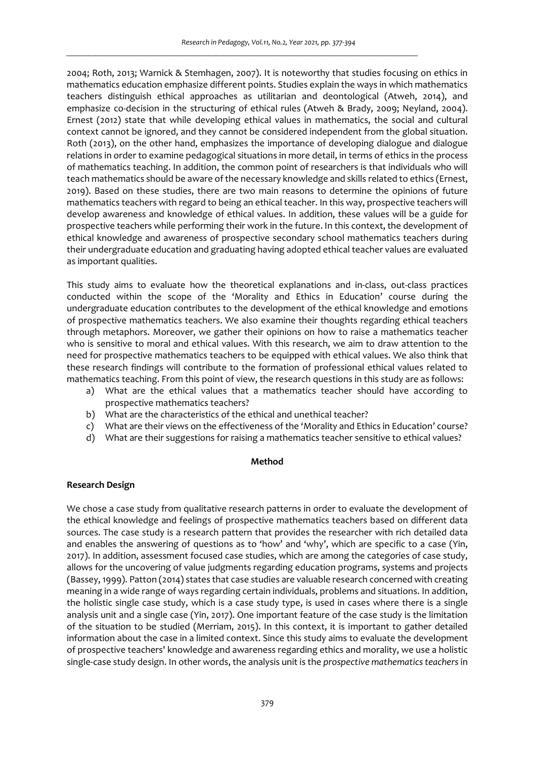2004; Roth, 2013; Warnick & Stemhagen, 2007). It is noteworthy that studies focusing on ethics in mathematics education emphasize different points. Studies explain the ways in which mathematics teachers distinguish ethical approaches as utilitarian and deontological (Atweh, 2014), and emphasize co-decision in the structuring of ethical rules (Atweh & Brady, 2009; Neyland, 2004). Ernest (2012) state that while developing ethical values in mathematics, the social and cultural context cannot be ignored, and they cannot be considered independent from the global situation. Roth (2013), on the other hand, emphasizes the importance of developing dialogue and dialogue relations in order to examine pedagogical situations in more detail, in terms of ethics in the process of mathematics teaching. In addition, the common point of researchers is that individuals who will teach mathematics should be aware of the necessary knowledge and skills related to ethics (Ernest, 2019). Based on these studies, there are two main reasons to determine the opinions of future mathematics teachers with regard to being an ethical teacher. In this way, prospective teachers will develop awareness and knowledge of ethical values. In addition, these values will be a guide for prospective teachers while performing their work in the future. In this context, the development of ethical knowledge and awareness of prospective secondary school mathematics teachers during their undergraduate education and graduating having adopted ethical teacher values are evaluated as important qualities.

This study aims to evaluate how the theoretical explanations and in-class, out-class practices conducted within the scope of the 'Morality and Ethics in Education' course during the undergraduate education contributes to the development of the ethical knowledge and emotions of prospective mathematics teachers. We also examine their thoughts regarding ethical teachers through metaphors. Moreover, we gather their opinions on how to raise a mathematics teacher who is sensitive to moral and ethical values. With this research, we aim to draw attention to the need for prospective mathematics teachers to be equipped with ethical values. We also think that these research findings will contribute to the formation of professional ethical values related to mathematics teaching. From this point of view, the research questions in this study are as follows:

a) What are the ethical values that a mathematics teacher should have according to prospective mathematics teachers?
b) What are the characteristics of the ethical and unethical teacher?
c) What are their views on the effectiveness of the 'Morality and Ethics in Education' course?
d) What are their suggestions for raising a mathematics teacher sensitive to ethical values?

## Method

### Research Design

We chose a case study from qualitative research patterns in order to evaluate the development of the ethical knowledge and feelings of prospective mathematics teachers based on different data sources. The case study is a research pattern that provides the researcher with rich detailed data and enables the answering of questions as to 'how' and 'why', which are specific to a case (Yin, 2017). In addition, assessment focused case studies, which are among the categories of case study, allows for the uncovering of value judgments regarding education programs, systems and projects (Bassey, 1999). Patton (2014) states that case studies are valuable research concerned with creating meaning in a wide range of ways regarding certain individuals, problems and situations. In addition, the holistic single case study, which is a case study type, is used in cases where there is a single analysis unit and a single case (Yin, 2017). One important feature of the case study is the limitation of the situation to be studied (Merriam, 2015). In this context, it is important to gather detailed information about the case in a limited context. Since this study aims to evaluate the development of prospective teachers' knowledge and awareness regarding ethics and morality, we use a holistic single-case study design. In other words, the analysis unit is the *prospective mathematics teachers* in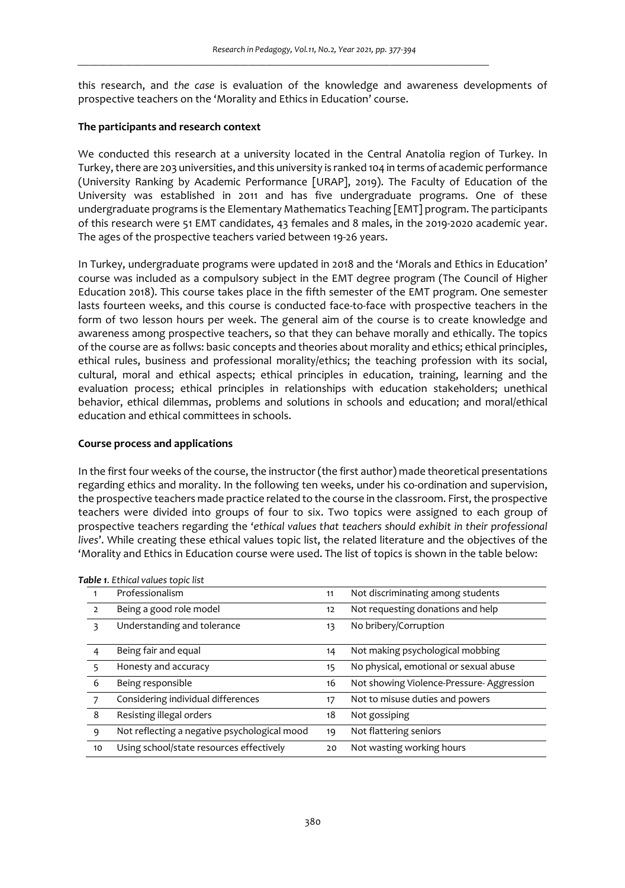this research, and *the case* is evaluation of the knowledge and awareness developments of prospective teachers on the 'Morality and Ethics in Education' course.

**The participants and research context**

We conducted this research at a university located in the Central Anatolia region of Turkey. In Turkey, there are 203 universities, and this university is ranked 104 in terms of academic performance (University Ranking by Academic Performance [URAP], 2019). The Faculty of Education of the University was established in 2011 and has five undergraduate programs. One of these undergraduate programs is the Elementary Mathematics Teaching [EMT] program. The participants of this research were 51 EMT candidates, 43 females and 8 males, in the 2019-2020 academic year. The ages of the prospective teachers varied between 19-26 years.

In Turkey, undergraduate programs were updated in 2018 and the 'Morals and Ethics in Education' course was included as a compulsory subject in the EMT degree program (The Council of Higher Education 2018). This course takes place in the fifth semester of the EMT program. One semester lasts fourteen weeks, and this course is conducted face-to-face with prospective teachers in the form of two lesson hours per week. The general aim of the course is to create knowledge and awareness among prospective teachers, so that they can behave morally and ethically. The topics of the course are as follws: basic concepts and theories about morality and ethics; ethical principles, ethical rules, business and professional morality/ethics; the teaching profession with its social, cultural, moral and ethical aspects; ethical principles in education, training, learning and the evaluation process; ethical principles in relationships with education stakeholders; unethical behavior, ethical dilemmas, problems and solutions in schools and education; and moral/ethical education and ethical committees in schools.

**Course process and applications**

In the first four weeks of the course, the instructor (the first author) made theoretical presentations regarding ethics and morality. In the following ten weeks, under his co-ordination and supervision, the prospective teachers made practice related to the course in the classroom. First, the prospective teachers were divided into groups of four to six. Two topics were assigned to each group of prospective teachers regarding the '*ethical values that teachers should exhibit in their professional lives*'. While creating these ethical values topic list, the related literature and the objectives of the 'Morality and Ethics in Education course were used. The list of topics is shown in the table below:

***Table 1.*** *Ethical values topic list*

| | | | |
|---|---|---|---|
| 1 | Professionalism | 11 | Not discriminating among students |
| 2 | Being a good role model | 12 | Not requesting donations and help |
| 3 | Understanding and tolerance | 13 | No bribery/Corruption |
| 4 | Being fair and equal | 14 | Not making psychological mobbing |
| 5 | Honesty and accuracy | 15 | No physical, emotional or sexual abuse |
| 6 | Being responsible | 16 | Not showing Violence-Pressure- Aggression |
| 7 | Considering individual differences | 17 | Not to misuse duties and powers |
| 8 | Resisting illegal orders | 18 | Not gossiping |
| 9 | Not reflecting a negative psychological mood | 19 | Not flattering seniors |
| 10 | Using school/state resources effectively | 20 | Not wasting working hours |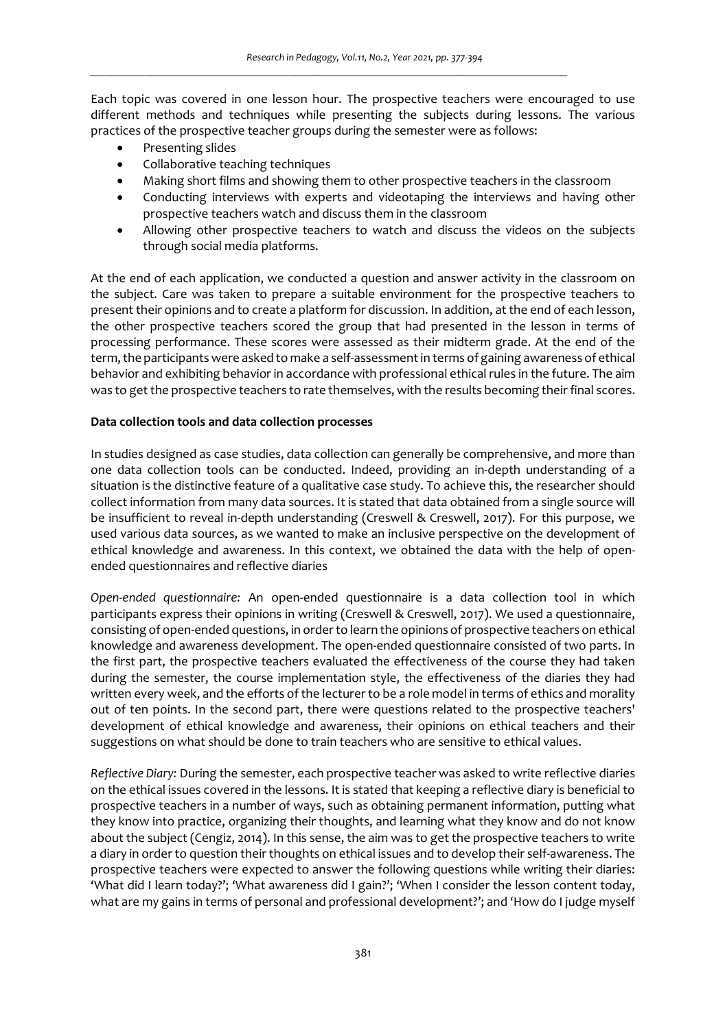Each topic was covered in one lesson hour. The prospective teachers were encouraged to use different methods and techniques while presenting the subjects during lessons. The various practices of the prospective teacher groups during the semester were as follows:

- Presenting slides
- Collaborative teaching techniques
- Making short films and showing them to other prospective teachers in the classroom
- Conducting interviews with experts and videotaping the interviews and having other prospective teachers watch and discuss them in the classroom
- Allowing other prospective teachers to watch and discuss the videos on the subjects through social media platforms.

At the end of each application, we conducted a question and answer activity in the classroom on the subject. Care was taken to prepare a suitable environment for the prospective teachers to present their opinions and to create a platform for discussion. In addition, at the end of each lesson, the other prospective teachers scored the group that had presented in the lesson in terms of processing performance. These scores were assessed as their midterm grade. At the end of the term, the participants were asked to make a self-assessment in terms of gaining awareness of ethical behavior and exhibiting behavior in accordance with professional ethical rules in the future. The aim was to get the prospective teachers to rate themselves, with the results becoming their final scores.

**Data collection tools and data collection processes**

In studies designed as case studies, data collection can generally be comprehensive, and more than one data collection tools can be conducted. Indeed, providing an in-depth understanding of a situation is the distinctive feature of a qualitative case study. To achieve this, the researcher should collect information from many data sources. It is stated that data obtained from a single source will be insufficient to reveal in-depth understanding (Creswell & Creswell, 2017). For this purpose, we used various data sources, as we wanted to make an inclusive perspective on the development of ethical knowledge and awareness. In this context, we obtained the data with the help of open-ended questionnaires and reflective diaries

*Open-ended questionnaire:* An open-ended questionnaire is a data collection tool in which participants express their opinions in writing (Creswell & Creswell, 2017). We used a questionnaire, consisting of open-ended questions, in order to learn the opinions of prospective teachers on ethical knowledge and awareness development. The open-ended questionnaire consisted of two parts. In the first part, the prospective teachers evaluated the effectiveness of the course they had taken during the semester, the course implementation style, the effectiveness of the diaries they had written every week, and the efforts of the lecturer to be a role model in terms of ethics and morality out of ten points. In the second part, there were questions related to the prospective teachers' development of ethical knowledge and awareness, their opinions on ethical teachers and their suggestions on what should be done to train teachers who are sensitive to ethical values.

*Reflective Diary:* During the semester, each prospective teacher was asked to write reflective diaries on the ethical issues covered in the lessons. It is stated that keeping a reflective diary is beneficial to prospective teachers in a number of ways, such as obtaining permanent information, putting what they know into practice, organizing their thoughts, and learning what they know and do not know about the subject (Cengiz, 2014). In this sense, the aim was to get the prospective teachers to write a diary in order to question their thoughts on ethical issues and to develop their self-awareness. The prospective teachers were expected to answer the following questions while writing their diaries: 'What did I learn today?'; 'What awareness did I gain?'; 'When I consider the lesson content today, what are my gains in terms of personal and professional development?'; and 'How do I judge myself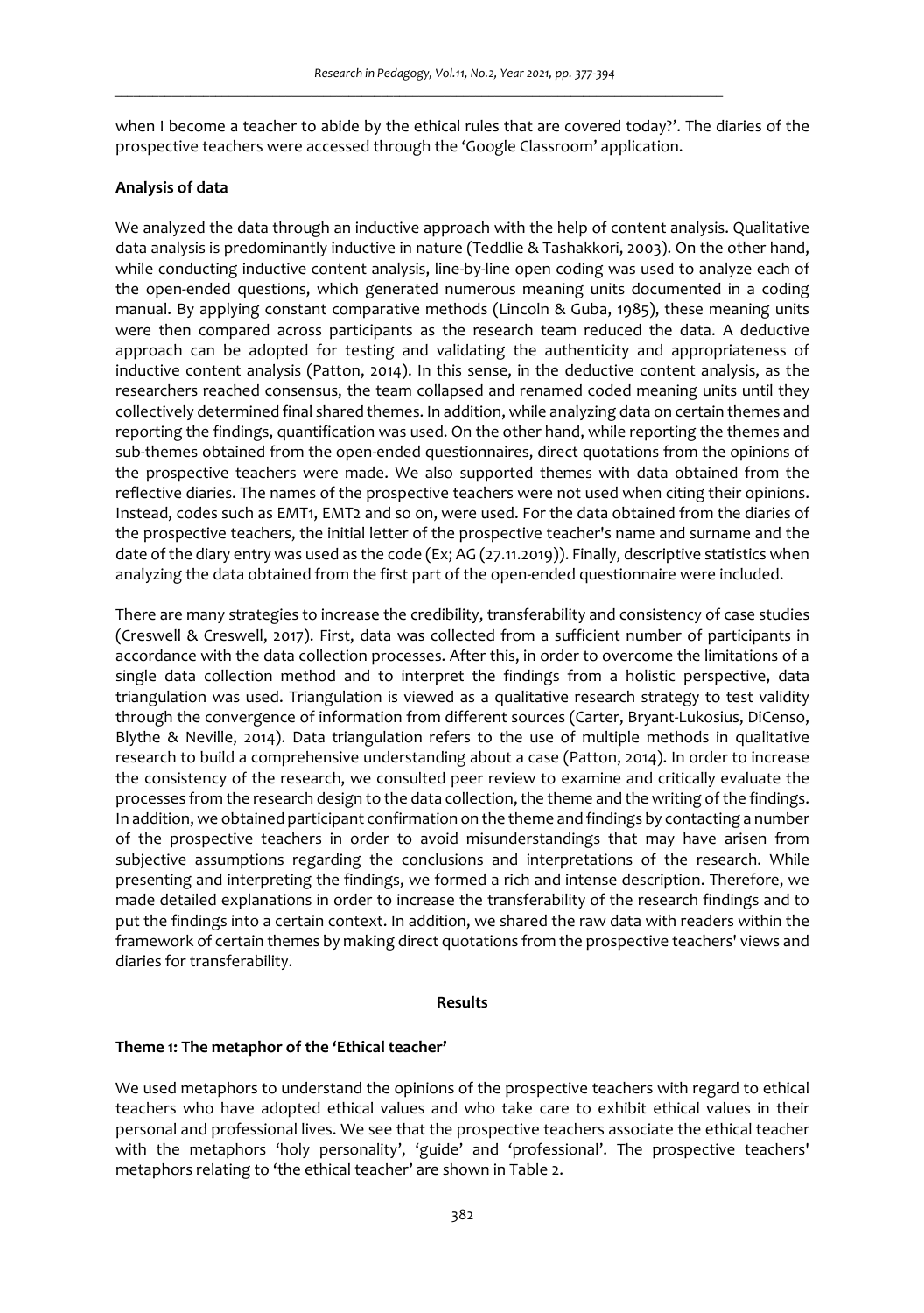when I become a teacher to abide by the ethical rules that are covered today?'. The diaries of the prospective teachers were accessed through the 'Google Classroom' application.

**Analysis of data**

We analyzed the data through an inductive approach with the help of content analysis. Qualitative data analysis is predominantly inductive in nature (Teddlie & Tashakkori, 2003). On the other hand, while conducting inductive content analysis, line-by-line open coding was used to analyze each of the open-ended questions, which generated numerous meaning units documented in a coding manual. By applying constant comparative methods (Lincoln & Guba, 1985), these meaning units were then compared across participants as the research team reduced the data. A deductive approach can be adopted for testing and validating the authenticity and appropriateness of inductive content analysis (Patton, 2014). In this sense, in the deductive content analysis, as the researchers reached consensus, the team collapsed and renamed coded meaning units until they collectively determined final shared themes. In addition, while analyzing data on certain themes and reporting the findings, quantification was used. On the other hand, while reporting the themes and sub-themes obtained from the open-ended questionnaires, direct quotations from the opinions of the prospective teachers were made. We also supported themes with data obtained from the reflective diaries. The names of the prospective teachers were not used when citing their opinions. Instead, codes such as EMT1, EMT2 and so on, were used. For the data obtained from the diaries of the prospective teachers, the initial letter of the prospective teacher's name and surname and the date of the diary entry was used as the code (Ex; AG (27.11.2019)). Finally, descriptive statistics when analyzing the data obtained from the first part of the open-ended questionnaire were included.

There are many strategies to increase the credibility, transferability and consistency of case studies (Creswell & Creswell, 2017). First, data was collected from a sufficient number of participants in accordance with the data collection processes. After this, in order to overcome the limitations of a single data collection method and to interpret the findings from a holistic perspective, data triangulation was used. Triangulation is viewed as a qualitative research strategy to test validity through the convergence of information from different sources (Carter, Bryant-Lukosius, DiCenso, Blythe & Neville, 2014). Data triangulation refers to the use of multiple methods in qualitative research to build a comprehensive understanding about a case (Patton, 2014). In order to increase the consistency of the research, we consulted peer review to examine and critically evaluate the processes from the research design to the data collection, the theme and the writing of the findings. In addition, we obtained participant confirmation on the theme and findings by contacting a number of the prospective teachers in order to avoid misunderstandings that may have arisen from subjective assumptions regarding the conclusions and interpretations of the research. While presenting and interpreting the findings, we formed a rich and intense description. Therefore, we made detailed explanations in order to increase the transferability of the research findings and to put the findings into a certain context. In addition, we shared the raw data with readers within the framework of certain themes by making direct quotations from the prospective teachers' views and diaries for transferability.

## Results

**Theme 1: The metaphor of the 'Ethical teacher'**

We used metaphors to understand the opinions of the prospective teachers with regard to ethical teachers who have adopted ethical values and who take care to exhibit ethical values in their personal and professional lives. We see that the prospective teachers associate the ethical teacher with the metaphors 'holy personality', 'guide' and 'professional'. The prospective teachers' metaphors relating to 'the ethical teacher' are shown in Table 2.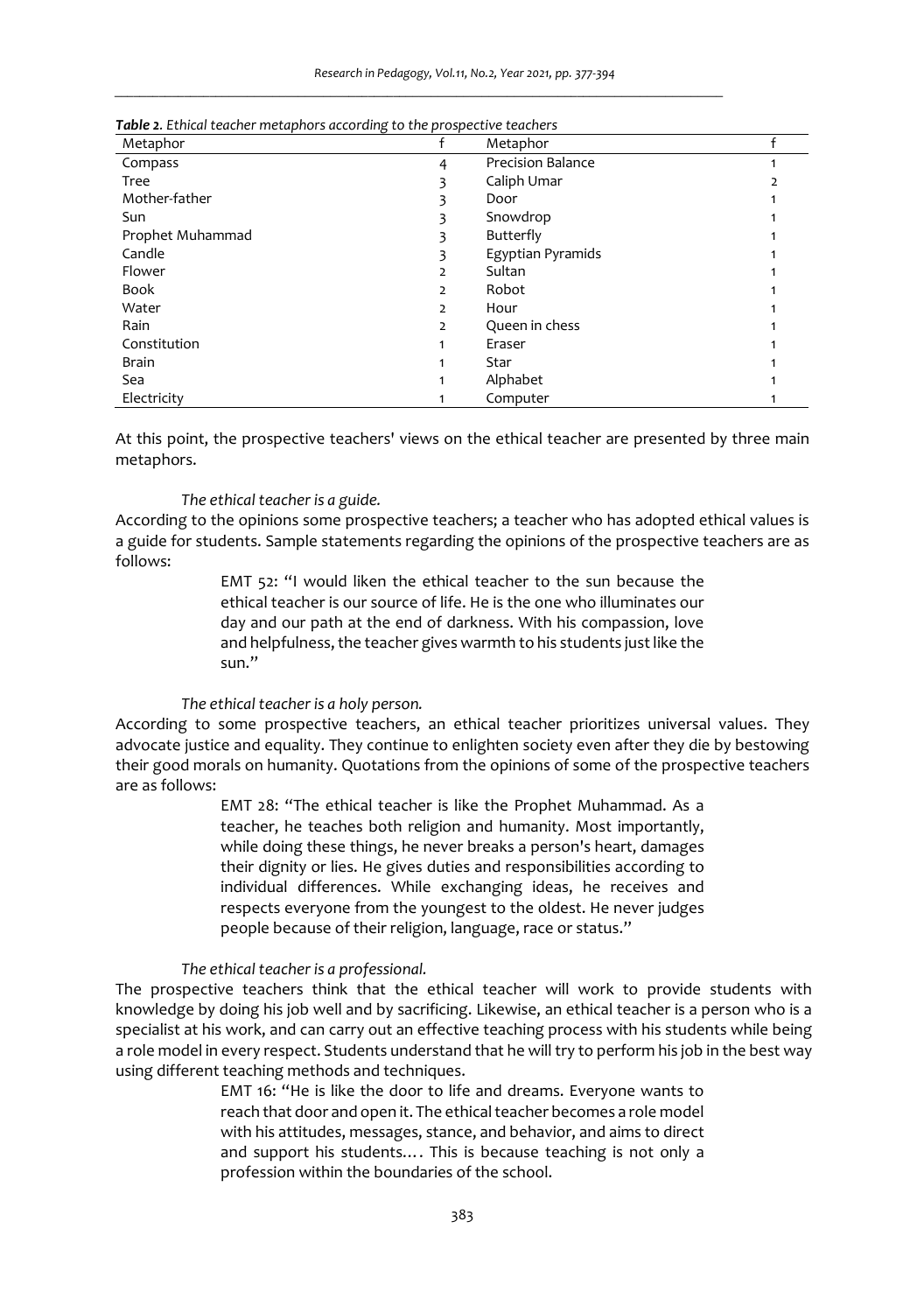***Table 2.*** *Ethical teacher metaphors according to the prospective teachers*

| Metaphor | f | Metaphor | f |
|---|---|---|---|
| Compass | 4 | Precision Balance | 1 |
| Tree | 3 | Caliph Umar | 2 |
| Mother-father | 3 | Door | 1 |
| Sun | 3 | Snowdrop | 1 |
| Prophet Muhammad | 3 | Butterfly | 1 |
| Candle | 3 | Egyptian Pyramids | 1 |
| Flower | 2 | Sultan | 1 |
| Book | 2 | Robot | 1 |
| Water | 2 | Hour | 1 |
| Rain | 2 | Queen in chess | 1 |
| Constitution | 1 | Eraser | 1 |
| Brain | 1 | Star | 1 |
| Sea | 1 | Alphabet | 1 |
| Electricity | 1 | Computer | 1 |

At this point, the prospective teachers' views on the ethical teacher are presented by three main metaphors.

*The ethical teacher is a guide.*

According to the opinions some prospective teachers; a teacher who has adopted ethical values is a guide for students. Sample statements regarding the opinions of the prospective teachers are as follows:

> EMT 52: "I would liken the ethical teacher to the sun because the ethical teacher is our source of life. He is the one who illuminates our day and our path at the end of darkness. With his compassion, love and helpfulness, the teacher gives warmth to his students just like the sun."

*The ethical teacher is a holy person.*

According to some prospective teachers, an ethical teacher prioritizes universal values. They advocate justice and equality. They continue to enlighten society even after they die by bestowing their good morals on humanity. Quotations from the opinions of some of the prospective teachers are as follows:

> EMT 28: "The ethical teacher is like the Prophet Muhammad. As a teacher, he teaches both religion and humanity. Most importantly, while doing these things, he never breaks a person's heart, damages their dignity or lies. He gives duties and responsibilities according to individual differences. While exchanging ideas, he receives and respects everyone from the youngest to the oldest. He never judges people because of their religion, language, race or status."

*The ethical teacher is a professional.*

The prospective teachers think that the ethical teacher will work to provide students with knowledge by doing his job well and by sacrificing. Likewise, an ethical teacher is a person who is a specialist at his work, and can carry out an effective teaching process with his students while being a role model in every respect. Students understand that he will try to perform his job in the best way using different teaching methods and techniques.

> EMT 16: "He is like the door to life and dreams. Everyone wants to reach that door and open it. The ethical teacher becomes a role model with his attitudes, messages, stance, and behavior, and aims to direct and support his students.… This is because teaching is not only a profession within the boundaries of the school.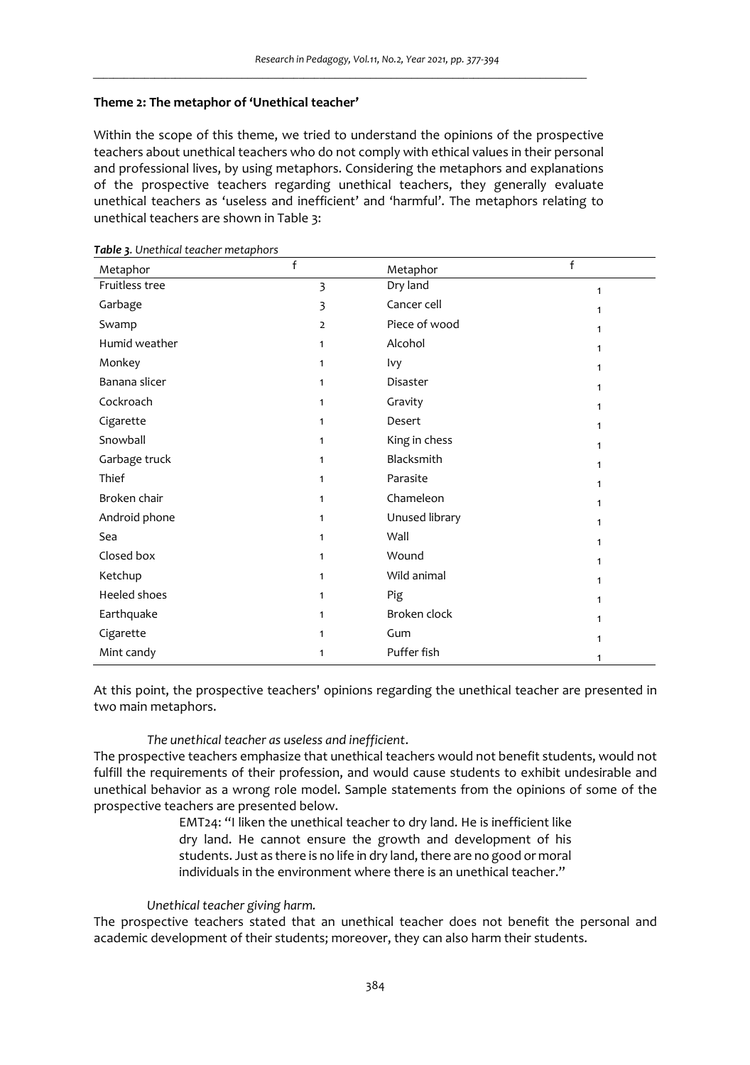**Theme 2: The metaphor of 'Unethical teacher'**

Within the scope of this theme, we tried to understand the opinions of the prospective teachers about unethical teachers who do not comply with ethical values in their personal and professional lives, by using metaphors. Considering the metaphors and explanations of the prospective teachers regarding unethical teachers, they generally evaluate unethical teachers as 'useless and inefficient' and 'harmful'. The metaphors relating to unethical teachers are shown in Table 3:

***Table 3.** Unethical teacher metaphors*

| Metaphor | f | Metaphor | f |
|---|---|---|---|
| Fruitless tree | 3 | Dry land | 1 |
| Garbage | 3 | Cancer cell | 1 |
| Swamp | 2 | Piece of wood | 1 |
| Humid weather | 1 | Alcohol | 1 |
| Monkey | 1 | Ivy | 1 |
| Banana slicer | 1 | Disaster | 1 |
| Cockroach | 1 | Gravity | 1 |
| Cigarette | 1 | Desert | 1 |
| Snowball | 1 | King in chess | 1 |
| Garbage truck | 1 | Blacksmith | 1 |
| Thief | 1 | Parasite | 1 |
| Broken chair | 1 | Chameleon | 1 |
| Android phone | 1 | Unused library | 1 |
| Sea | 1 | Wall | 1 |
| Closed box | 1 | Wound | 1 |
| Ketchup | 1 | Wild animal | 1 |
| Heeled shoes | 1 | Pig | 1 |
| Earthquake | 1 | Broken clock | 1 |
| Cigarette | 1 | Gum | 1 |
| Mint candy | 1 | Puffer fish | 1 |

At this point, the prospective teachers' opinions regarding the unethical teacher are presented in two main metaphors.

*The unethical teacher as useless and inefficient*.

The prospective teachers emphasize that unethical teachers would not benefit students, would not fulfill the requirements of their profession, and would cause students to exhibit undesirable and unethical behavior as a wrong role model. Sample statements from the opinions of some of the prospective teachers are presented below.

> EMT24: "I liken the unethical teacher to dry land. He is inefficient like dry land. He cannot ensure the growth and development of his students. Just as there is no life in dry land, there are no good or moral individuals in the environment where there is an unethical teacher."

*Unethical teacher giving harm.*

The prospective teachers stated that an unethical teacher does not benefit the personal and academic development of their students; moreover, they can also harm their students.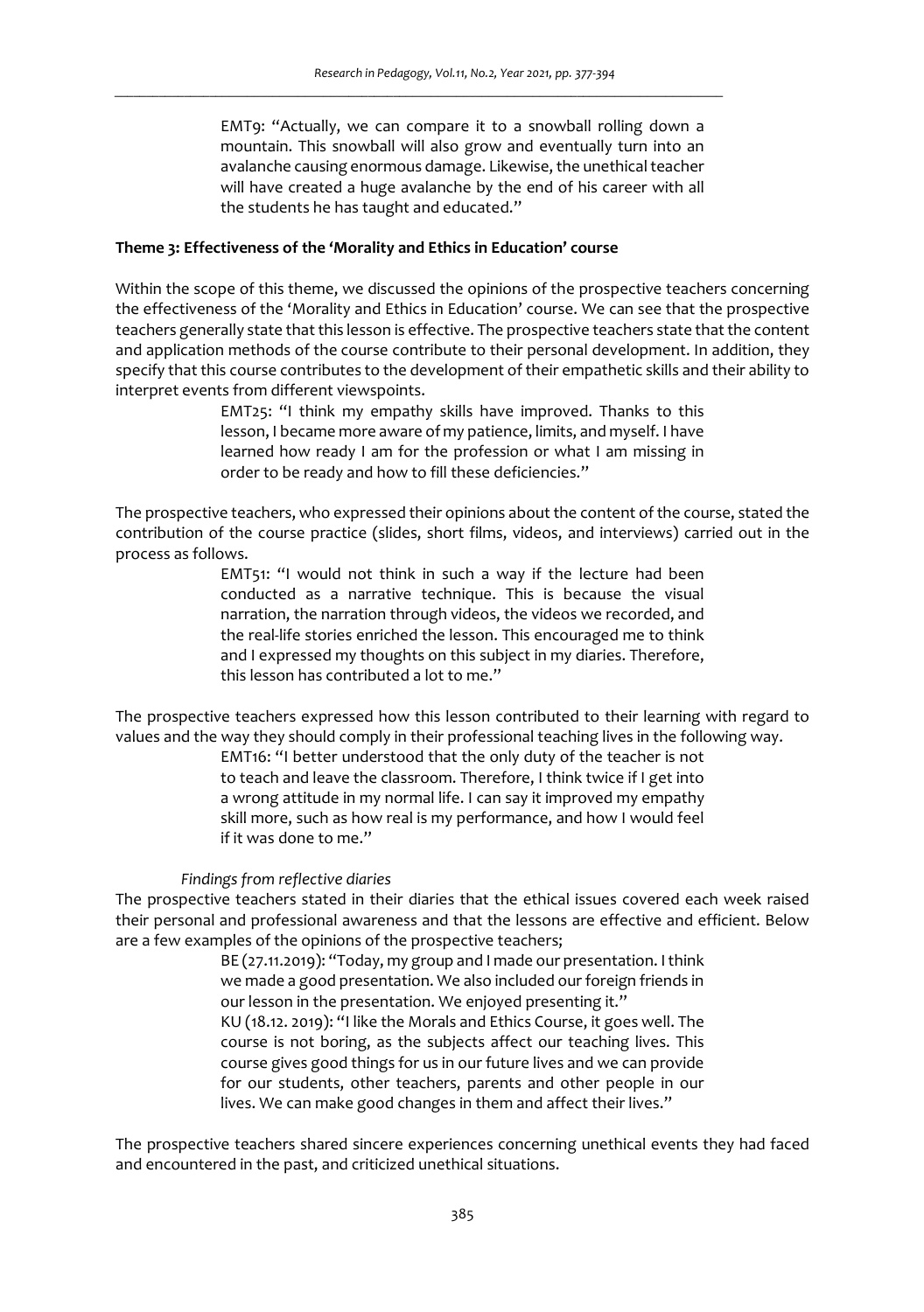> EMT9: "Actually, we can compare it to a snowball rolling down a mountain. This snowball will also grow and eventually turn into an avalanche causing enormous damage. Likewise, the unethical teacher will have created a huge avalanche by the end of his career with all the students he has taught and educated."

**Theme 3: Effectiveness of the 'Morality and Ethics in Education' course**

Within the scope of this theme, we discussed the opinions of the prospective teachers concerning the effectiveness of the 'Morality and Ethics in Education' course. We can see that the prospective teachers generally state that this lesson is effective. The prospective teachers state that the content and application methods of the course contribute to their personal development. In addition, they specify that this course contributes to the development of their empathetic skills and their ability to interpret events from different viewspoints.

> EMT25: "I think my empathy skills have improved. Thanks to this lesson, I became more aware of my patience, limits, and myself. I have learned how ready I am for the profession or what I am missing in order to be ready and how to fill these deficiencies."

The prospective teachers, who expressed their opinions about the content of the course, stated the contribution of the course practice (slides, short films, videos, and interviews) carried out in the process as follows.

> EMT51: "I would not think in such a way if the lecture had been conducted as a narrative technique. This is because the visual narration, the narration through videos, the videos we recorded, and the real-life stories enriched the lesson. This encouraged me to think and I expressed my thoughts on this subject in my diaries. Therefore, this lesson has contributed a lot to me."

The prospective teachers expressed how this lesson contributed to their learning with regard to values and the way they should comply in their professional teaching lives in the following way.

> EMT16: "I better understood that the only duty of the teacher is not to teach and leave the classroom. Therefore, I think twice if I get into a wrong attitude in my normal life. I can say it improved my empathy skill more, such as how real is my performance, and how I would feel if it was done to me."

*Findings from reflective diaries*

The prospective teachers stated in their diaries that the ethical issues covered each week raised their personal and professional awareness and that the lessons are effective and efficient. Below are a few examples of the opinions of the prospective teachers;

> BE (27.11.2019): "Today, my group and I made our presentation. I think we made a good presentation. We also included our foreign friends in our lesson in the presentation. We enjoyed presenting it."
>
> KU (18.12. 2019): "I like the Morals and Ethics Course, it goes well. The course is not boring, as the subjects affect our teaching lives. This course gives good things for us in our future lives and we can provide for our students, other teachers, parents and other people in our lives. We can make good changes in them and affect their lives."

The prospective teachers shared sincere experiences concerning unethical events they had faced and encountered in the past, and criticized unethical situations.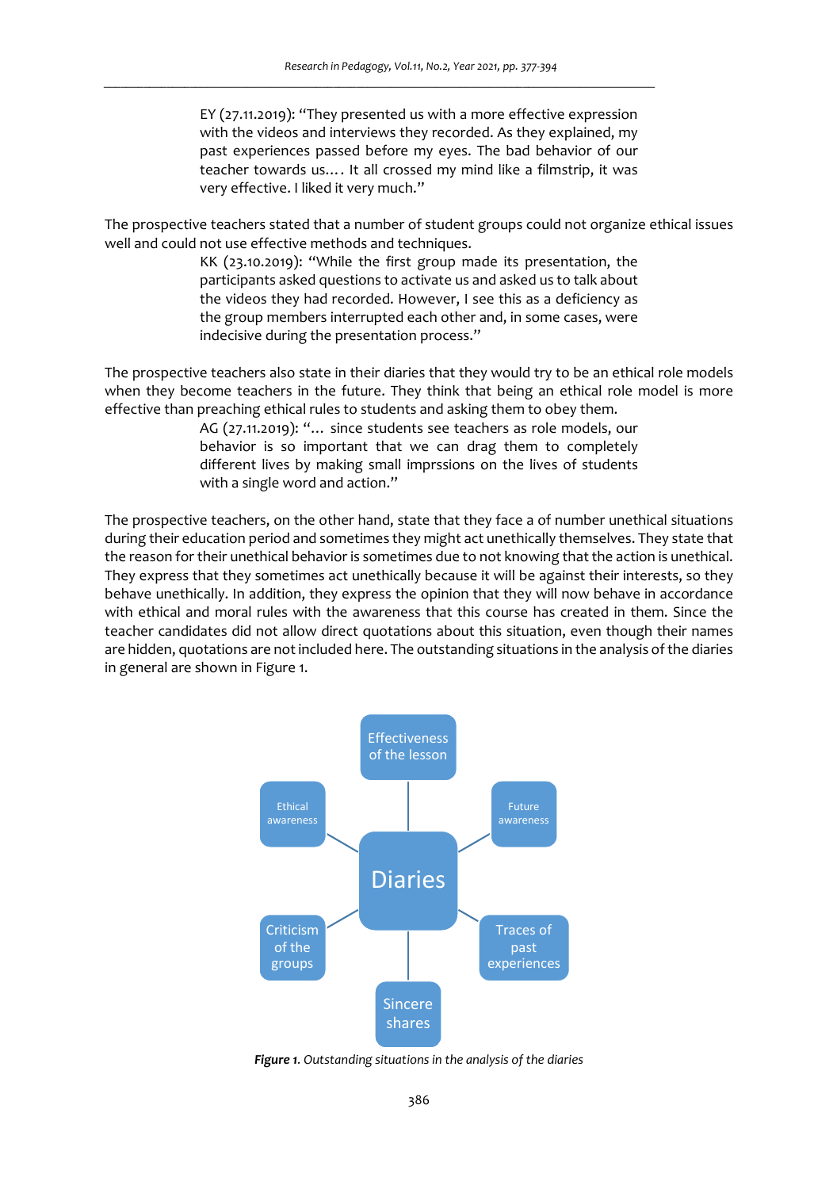> EY (27.11.2019): "They presented us with a more effective expression with the videos and interviews they recorded. As they explained, my past experiences passed before my eyes. The bad behavior of our teacher towards us.… It all crossed my mind like a filmstrip, it was very effective. I liked it very much."

The prospective teachers stated that a number of student groups could not organize ethical issues well and could not use effective methods and techniques.

> KK (23.10.2019): "While the first group made its presentation, the participants asked questions to activate us and asked us to talk about the videos they had recorded. However, I see this as a deficiency as the group members interrupted each other and, in some cases, were indecisive during the presentation process."

The prospective teachers also state in their diaries that they would try to be an ethical role models when they become teachers in the future. They think that being an ethical role model is more effective than preaching ethical rules to students and asking them to obey them.

> AG (27.11.2019): "… since students see teachers as role models, our behavior is so important that we can drag them to completely different lives by making small imprssions on the lives of students with a single word and action."

The prospective teachers, on the other hand, state that they face a of number unethical situations during their education period and sometimes they might act unethically themselves. They state that the reason for their unethical behavior is sometimes due to not knowing that the action is unethical. They express that they sometimes act unethically because it will be against their interests, so they behave unethically. In addition, they express the opinion that they will now behave in accordance with ethical and moral rules with the awareness that this course has created in them. Since the teacher candidates did not allow direct quotations about this situation, even though their names are hidden, quotations are not included here. The outstanding situations in the analysis of the diaries in general are shown in Figure 1.

Diaries: Effectiveness of the lesson; Future awareness; Traces of past experiences; Sincere shares; Criticism of the groups; Ethical awareness

***Figure 1.*** *Outstanding situations in the analysis of the diaries*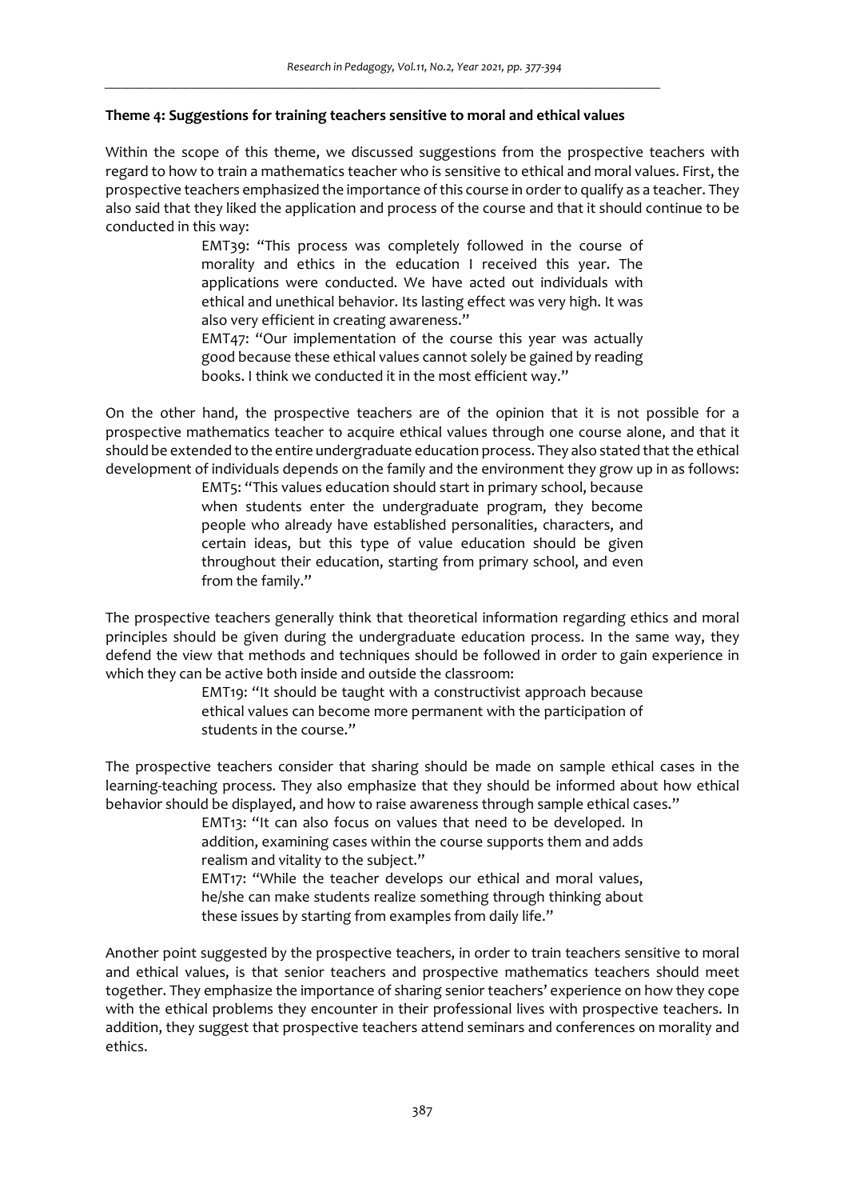**Theme 4: Suggestions for training teachers sensitive to moral and ethical values**

Within the scope of this theme, we discussed suggestions from the prospective teachers with regard to how to train a mathematics teacher who is sensitive to ethical and moral values. First, the prospective teachers emphasized the importance of this course in order to qualify as a teacher. They also said that they liked the application and process of the course and that it should continue to be conducted in this way:

> EMT39: "This process was completely followed in the course of morality and ethics in the education I received this year. The applications were conducted. We have acted out individuals with ethical and unethical behavior. Its lasting effect was very high. It was also very efficient in creating awareness."
>
> EMT47: "Our implementation of the course this year was actually good because these ethical values cannot solely be gained by reading books. I think we conducted it in the most efficient way."

On the other hand, the prospective teachers are of the opinion that it is not possible for a prospective mathematics teacher to acquire ethical values through one course alone, and that it should be extended to the entire undergraduate education process. They also stated that the ethical development of individuals depends on the family and the environment they grow up in as follows:

> EMT5: "This values education should start in primary school, because when students enter the undergraduate program, they become people who already have established personalities, characters, and certain ideas, but this type of value education should be given throughout their education, starting from primary school, and even from the family."

The prospective teachers generally think that theoretical information regarding ethics and moral principles should be given during the undergraduate education process. In the same way, they defend the view that methods and techniques should be followed in order to gain experience in which they can be active both inside and outside the classroom:

> EMT19: "It should be taught with a constructivist approach because ethical values can become more permanent with the participation of students in the course."

The prospective teachers consider that sharing should be made on sample ethical cases in the learning-teaching process. They also emphasize that they should be informed about how ethical behavior should be displayed, and how to raise awareness through sample ethical cases."

> EMT13: "It can also focus on values that need to be developed. In addition, examining cases within the course supports them and adds realism and vitality to the subject."
>
> EMT17: "While the teacher develops our ethical and moral values, he/she can make students realize something through thinking about these issues by starting from examples from daily life."

Another point suggested by the prospective teachers, in order to train teachers sensitive to moral and ethical values, is that senior teachers and prospective mathematics teachers should meet together. They emphasize the importance of sharing senior teachers' experience on how they cope with the ethical problems they encounter in their professional lives with prospective teachers. In addition, they suggest that prospective teachers attend seminars and conferences on morality and ethics.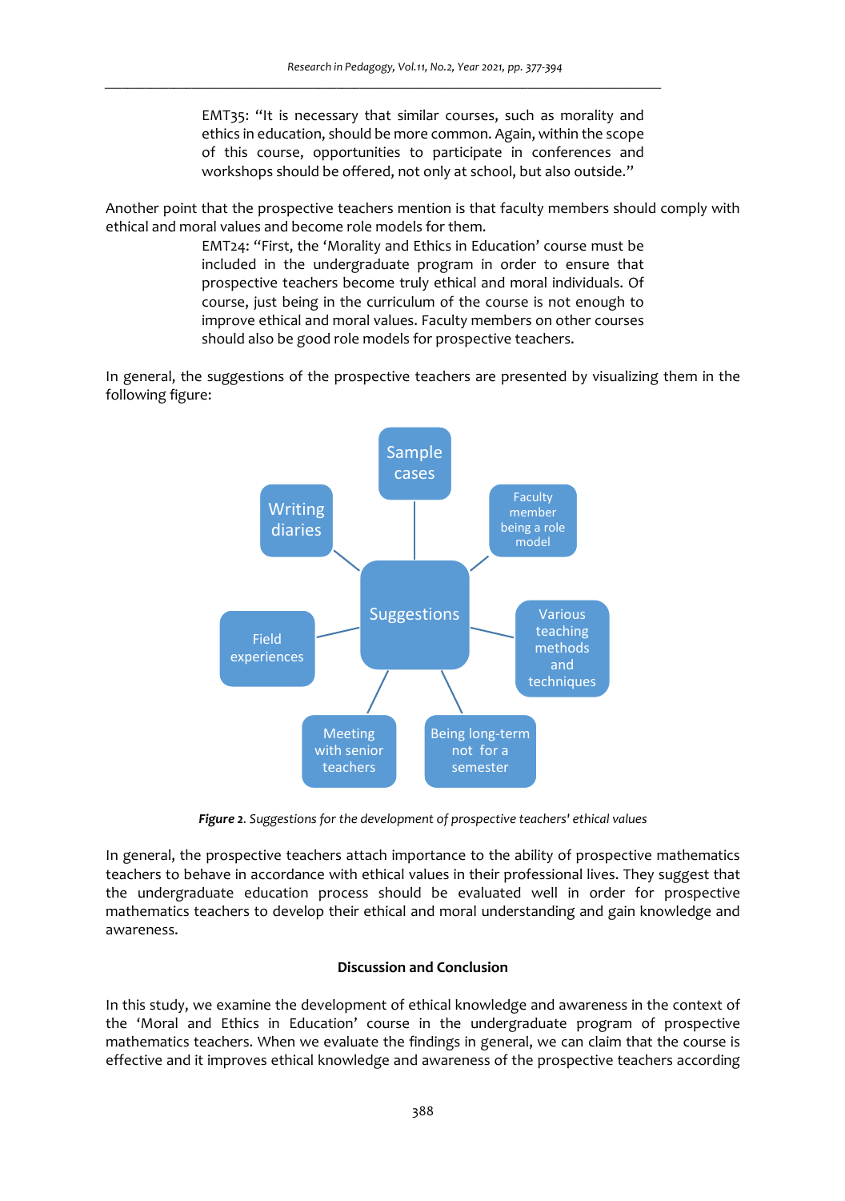> EMT35: "It is necessary that similar courses, such as morality and ethics in education, should be more common. Again, within the scope of this course, opportunities to participate in conferences and workshops should be offered, not only at school, but also outside."

Another point that the prospective teachers mention is that faculty members should comply with ethical and moral values and become role models for them.

> EMT24: "First, the 'Morality and Ethics in Education' course must be included in the undergraduate program in order to ensure that prospective teachers become truly ethical and moral individuals. Of course, just being in the curriculum of the course is not enough to improve ethical and moral values. Faculty members on other courses should also be good role models for prospective teachers.

In general, the suggestions of the prospective teachers are presented by visualizing them in the following figure:

Suggestions: Sample cases; Faculty member being a role model; Various teaching methods and techniques; Being long-term not for a semester; Meeting with senior teachers; Field experiences; Writing diaries

***Figure 2**. Suggestions for the development of prospective teachers' ethical values*

In general, the prospective teachers attach importance to the ability of prospective mathematics teachers to behave in accordance with ethical values in their professional lives. They suggest that the undergraduate education process should be evaluated well in order for prospective mathematics teachers to develop their ethical and moral understanding and gain knowledge and awareness.

## Discussion and Conclusion

In this study, we examine the development of ethical knowledge and awareness in the context of the 'Moral and Ethics in Education' course in the undergraduate program of prospective mathematics teachers. When we evaluate the findings in general, we can claim that the course is effective and it improves ethical knowledge and awareness of the prospective teachers according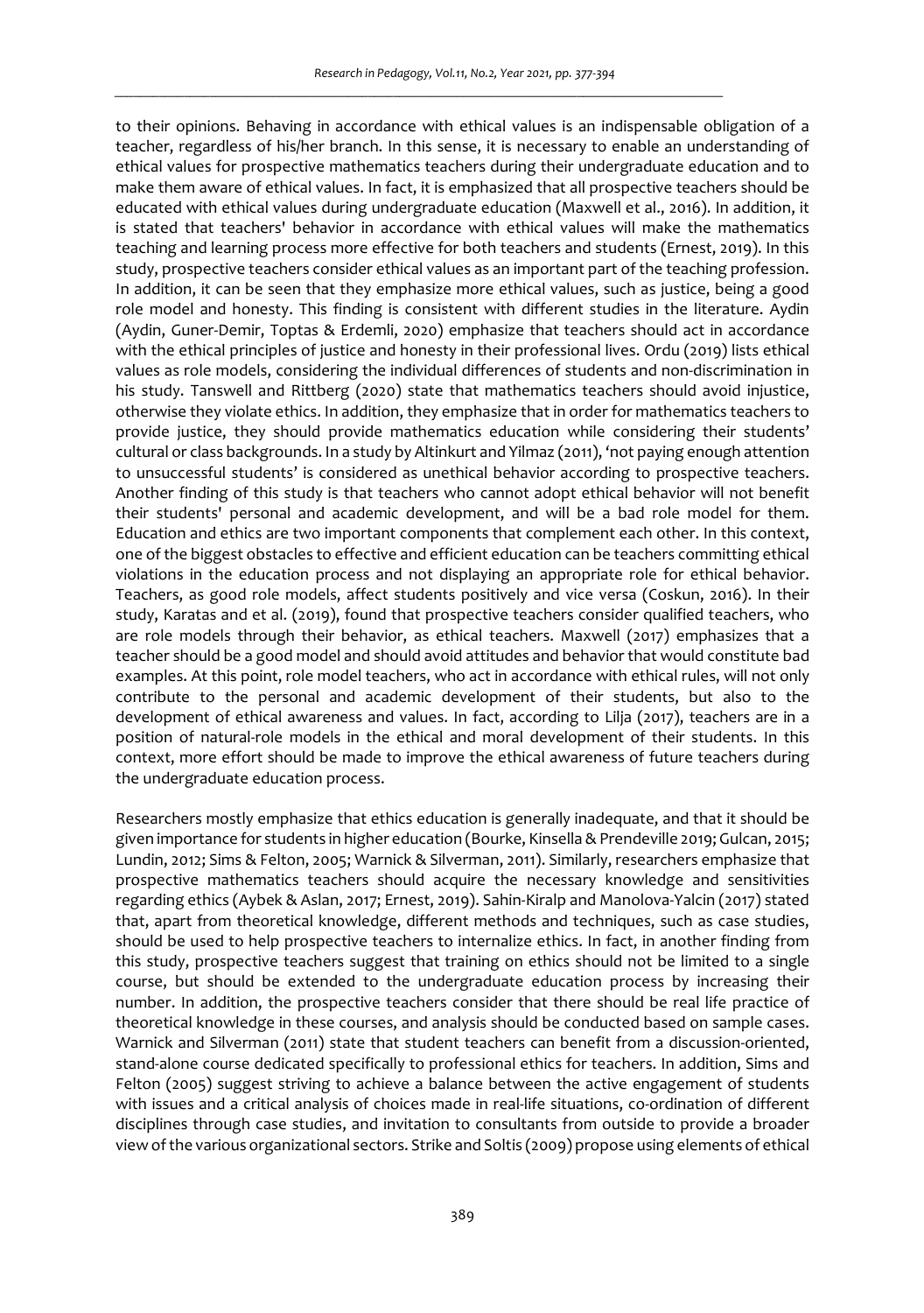to their opinions. Behaving in accordance with ethical values is an indispensable obligation of a teacher, regardless of his/her branch. In this sense, it is necessary to enable an understanding of ethical values for prospective mathematics teachers during their undergraduate education and to make them aware of ethical values. In fact, it is emphasized that all prospective teachers should be educated with ethical values during undergraduate education (Maxwell et al., 2016). In addition, it is stated that teachers' behavior in accordance with ethical values will make the mathematics teaching and learning process more effective for both teachers and students (Ernest, 2019). In this study, prospective teachers consider ethical values as an important part of the teaching profession. In addition, it can be seen that they emphasize more ethical values, such as justice, being a good role model and honesty. This finding is consistent with different studies in the literature. Aydin (Aydin, Guner-Demir, Toptas & Erdemli, 2020) emphasize that teachers should act in accordance with the ethical principles of justice and honesty in their professional lives. Ordu (2019) lists ethical values as role models, considering the individual differences of students and non-discrimination in his study. Tanswell and Rittberg (2020) state that mathematics teachers should avoid injustice, otherwise they violate ethics. In addition, they emphasize that in order for mathematics teachers to provide justice, they should provide mathematics education while considering their students' cultural or class backgrounds. In a study by Altinkurt and Yilmaz (2011), 'not paying enough attention to unsuccessful students' is considered as unethical behavior according to prospective teachers. Another finding of this study is that teachers who cannot adopt ethical behavior will not benefit their students' personal and academic development, and will be a bad role model for them. Education and ethics are two important components that complement each other. In this context, one of the biggest obstacles to effective and efficient education can be teachers committing ethical violations in the education process and not displaying an appropriate role for ethical behavior. Teachers, as good role models, affect students positively and vice versa (Coskun, 2016). In their study, Karatas and et al. (2019), found that prospective teachers consider qualified teachers, who are role models through their behavior, as ethical teachers. Maxwell (2017) emphasizes that a teacher should be a good model and should avoid attitudes and behavior that would constitute bad examples. At this point, role model teachers, who act in accordance with ethical rules, will not only contribute to the personal and academic development of their students, but also to the development of ethical awareness and values. In fact, according to Lilja (2017), teachers are in a position of natural-role models in the ethical and moral development of their students. In this context, more effort should be made to improve the ethical awareness of future teachers during the undergraduate education process.

Researchers mostly emphasize that ethics education is generally inadequate, and that it should be given importance for students in higher education (Bourke, Kinsella & Prendeville 2019; Gulcan, 2015; Lundin, 2012; Sims & Felton, 2005; Warnick & Silverman, 2011). Similarly, researchers emphasize that prospective mathematics teachers should acquire the necessary knowledge and sensitivities regarding ethics (Aybek & Aslan, 2017; Ernest, 2019). Sahin-Kiralp and Manolova-Yalcin (2017) stated that, apart from theoretical knowledge, different methods and techniques, such as case studies, should be used to help prospective teachers to internalize ethics. In fact, in another finding from this study, prospective teachers suggest that training on ethics should not be limited to a single course, but should be extended to the undergraduate education process by increasing their number. In addition, the prospective teachers consider that there should be real life practice of theoretical knowledge in these courses, and analysis should be conducted based on sample cases. Warnick and Silverman (2011) state that student teachers can benefit from a discussion-oriented, stand-alone course dedicated specifically to professional ethics for teachers. In addition, Sims and Felton (2005) suggest striving to achieve a balance between the active engagement of students with issues and a critical analysis of choices made in real-life situations, co-ordination of different disciplines through case studies, and invitation to consultants from outside to provide a broader view of the various organizational sectors. Strike and Soltis (2009) propose using elements of ethical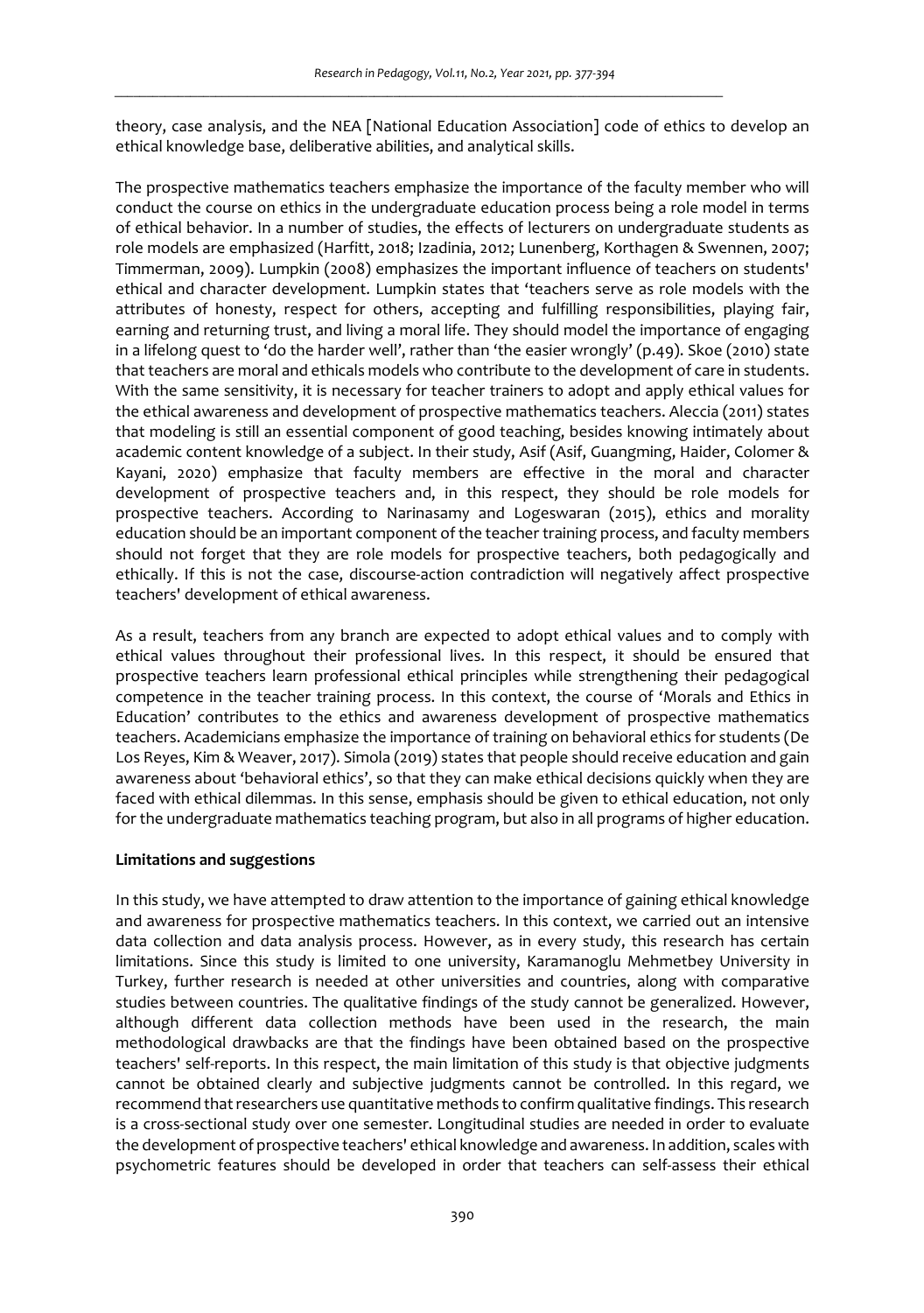theory, case analysis, and the NEA [National Education Association] code of ethics to develop an ethical knowledge base, deliberative abilities, and analytical skills.

The prospective mathematics teachers emphasize the importance of the faculty member who will conduct the course on ethics in the undergraduate education process being a role model in terms of ethical behavior. In a number of studies, the effects of lecturers on undergraduate students as role models are emphasized (Harfitt, 2018; Izadinia, 2012; Lunenberg, Korthagen & Swennen, 2007; Timmerman, 2009). Lumpkin (2008) emphasizes the important influence of teachers on students' ethical and character development. Lumpkin states that 'teachers serve as role models with the attributes of honesty, respect for others, accepting and fulfilling responsibilities, playing fair, earning and returning trust, and living a moral life. They should model the importance of engaging in a lifelong quest to 'do the harder well', rather than 'the easier wrongly' (p.49). Skoe (2010) state that teachers are moral and ethicals models who contribute to the development of care in students. With the same sensitivity, it is necessary for teacher trainers to adopt and apply ethical values for the ethical awareness and development of prospective mathematics teachers. Aleccia (2011) states that modeling is still an essential component of good teaching, besides knowing intimately about academic content knowledge of a subject. In their study, Asif (Asif, Guangming, Haider, Colomer & Kayani, 2020) emphasize that faculty members are effective in the moral and character development of prospective teachers and, in this respect, they should be role models for prospective teachers. According to Narinasamy and Logeswaran (2015), ethics and morality education should be an important component of the teacher training process, and faculty members should not forget that they are role models for prospective teachers, both pedagogically and ethically. If this is not the case, discourse-action contradiction will negatively affect prospective teachers' development of ethical awareness.

As a result, teachers from any branch are expected to adopt ethical values and to comply with ethical values throughout their professional lives. In this respect, it should be ensured that prospective teachers learn professional ethical principles while strengthening their pedagogical competence in the teacher training process. In this context, the course of 'Morals and Ethics in Education' contributes to the ethics and awareness development of prospective mathematics teachers. Academicians emphasize the importance of training on behavioral ethics for students (De Los Reyes, Kim & Weaver, 2017). Simola (2019) states that people should receive education and gain awareness about 'behavioral ethics', so that they can make ethical decisions quickly when they are faced with ethical dilemmas. In this sense, emphasis should be given to ethical education, not only for the undergraduate mathematics teaching program, but also in all programs of higher education.

**Limitations and suggestions**

In this study, we have attempted to draw attention to the importance of gaining ethical knowledge and awareness for prospective mathematics teachers. In this context, we carried out an intensive data collection and data analysis process. However, as in every study, this research has certain limitations. Since this study is limited to one university, Karamanoglu Mehmetbey University in Turkey, further research is needed at other universities and countries, along with comparative studies between countries. The qualitative findings of the study cannot be generalized. However, although different data collection methods have been used in the research, the main methodological drawbacks are that the findings have been obtained based on the prospective teachers' self-reports. In this respect, the main limitation of this study is that objective judgments cannot be obtained clearly and subjective judgments cannot be controlled. In this regard, we recommend that researchers use quantitative methods to confirm qualitative findings. This research is a cross-sectional study over one semester. Longitudinal studies are needed in order to evaluate the development of prospective teachers' ethical knowledge and awareness. In addition, scales with psychometric features should be developed in order that teachers can self-assess their ethical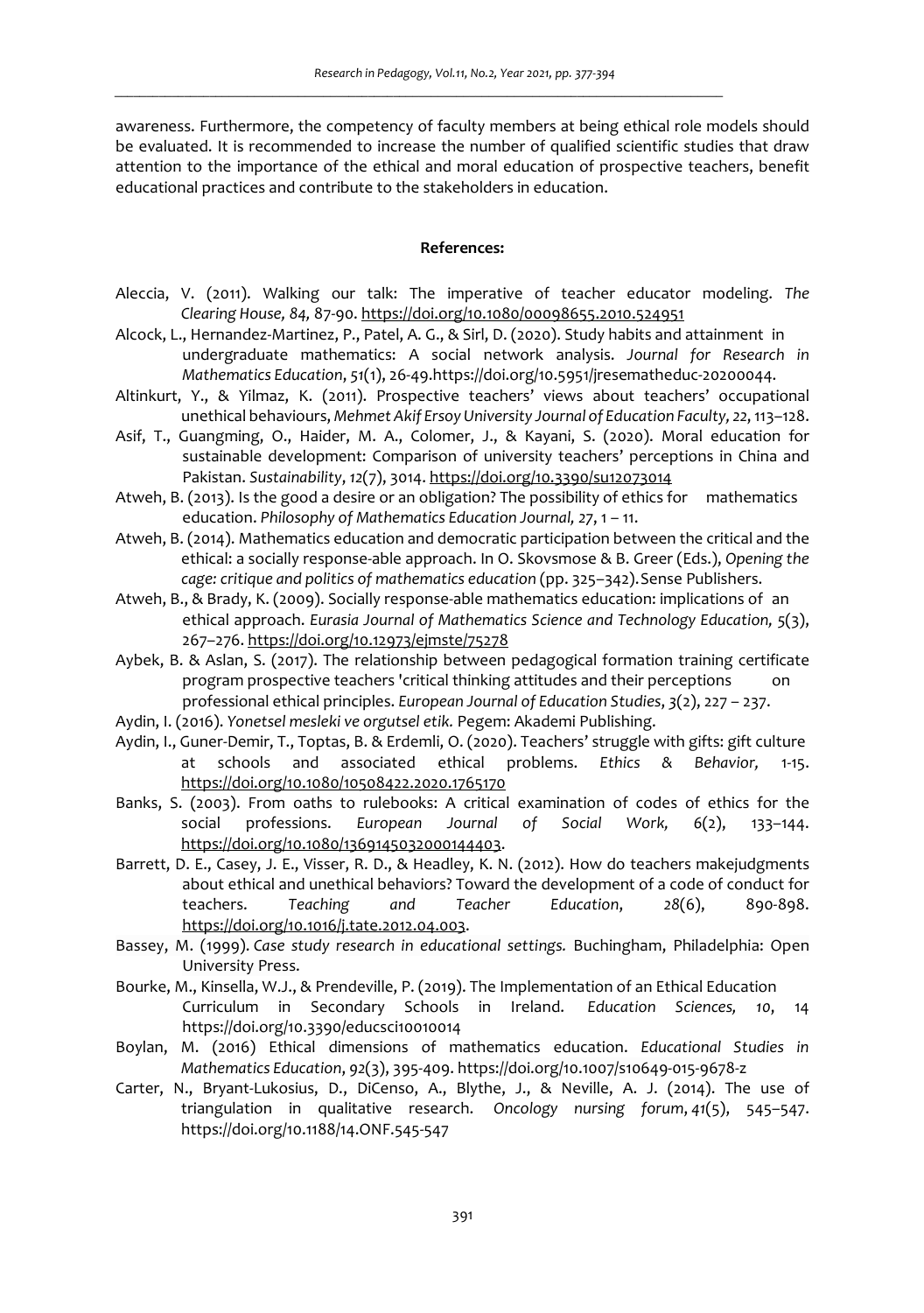awareness. Furthermore, the competency of faculty members at being ethical role models should be evaluated. It is recommended to increase the number of qualified scientific studies that draw attention to the importance of the ethical and moral education of prospective teachers, benefit educational practices and contribute to the stakeholders in education.

**References:**

Aleccia, V. (2011). Walking our talk: The imperative of teacher educator modeling. *The Clearing House, 84,* 87-90. https://doi.org/10.1080/00098655.2010.524951

Alcock, L., Hernandez-Martinez, P., Patel, A. G., & Sirl, D. (2020). Study habits and attainment in undergraduate mathematics: A social network analysis. *Journal for Research in Mathematics Education*, *51*(1), 26-49.https://doi.org/10.5951/jresematheduc-20200044.

Altinkurt, Y., & Yilmaz, K. (2011). Prospective teachers' views about teachers' occupational unethical behaviours, *Mehmet Akif Ersoy University Journal of Education Faculty, 22*, 113–128.

Asif, T., Guangming, O., Haider, M. A., Colomer, J., & Kayani, S. (2020). Moral education for sustainable development: Comparison of university teachers' perceptions in China and Pakistan. *Sustainability*, *12*(7), 3014. https://doi.org/10.3390/su12073014

Atweh, B. (2013). Is the good a desire or an obligation? The possibility of ethics for mathematics education. *Philosophy of Mathematics Education Journal, 27*, 1 – 11.

Atweh, B. (2014). Mathematics education and democratic participation between the critical and the ethical: a socially response-able approach. In O. Skovsmose & B. Greer (Eds.), *Opening the cage: critique and politics of mathematics education* (pp. 325–342). Sense Publishers.

Atweh, B., & Brady, K. (2009). Socially response-able mathematics education: implications of an ethical approach. *Eurasia Journal of Mathematics Science and Technology Education, 5*(3), 267–276. https://doi.org/10.12973/ejmste/75278

Aybek, B. & Aslan, S. (2017). The relationship between pedagogical formation training certificate program prospective teachers 'critical thinking attitudes and their perceptions on professional ethical principles. *European Journal of Education Studies*, *3*(2), 227 – 237.

Aydin, I. (2016). *Yonetsel mesleki ve orgutsel etik.* Pegem: Akademi Publishing.

Aydin, I., Guner-Demir, T., Toptas, B. & Erdemli, O. (2020). Teachers' struggle with gifts: gift culture at schools and associated ethical problems. *Ethics & Behavior,* 1-15. https://doi.org/10.1080/10508422.2020.1765170

Banks, S. (2003). From oaths to rulebooks: A critical examination of codes of ethics for the social professions. *European Journal of Social Work,* 6(2), 133–144. https://doi.org/10.1080/1369145032000144403.

Barrett, D. E., Casey, J. E., Visser, R. D., & Headley, K. N. (2012). How do teachers makejudgments about ethical and unethical behaviors? Toward the development of a code of conduct for teachers. *Teaching and Teacher Education*, *28*(6), 890-898. https://doi.org/10.1016/j.tate.2012.04.003.

Bassey, M. (1999). *Case study research in educational settings.* Buchingham, Philadelphia: Open University Press.

Bourke, M., Kinsella, W.J., & Prendeville, P. (2019). The Implementation of an Ethical Education Curriculum in Secondary Schools in Ireland. *Education Sciences, 10*, 14 https://doi.org/10.3390/educsci10010014

Boylan, M. (2016) Ethical dimensions of mathematics education. *Educational Studies in Mathematics Education*, *92*(3), 395-409. https://doi.org/10.1007/s10649-015-9678-z

Carter, N., Bryant-Lukosius, D., DiCenso, A., Blythe, J., & Neville, A. J. (2014). The use of triangulation in qualitative research. *Oncology nursing forum*, *41*(5), 545–547. https://doi.org/10.1188/14.ONF.545-547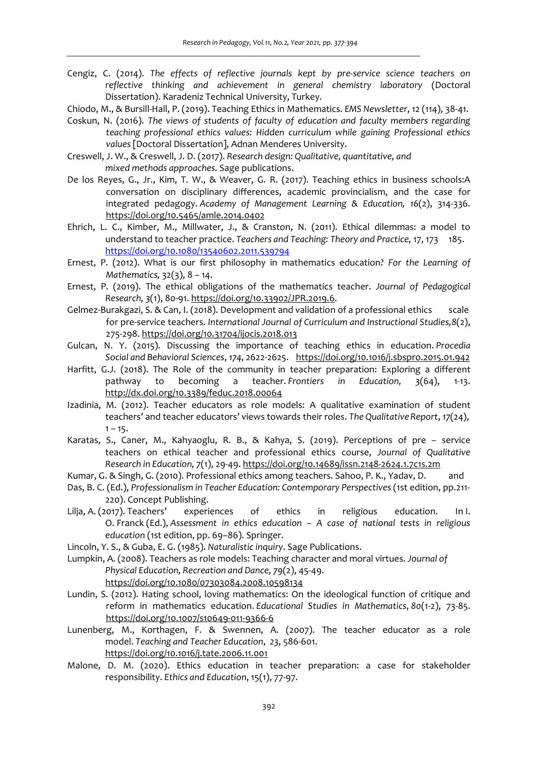Cengiz, C. (2014). *The effects of reflective journals kept by pre-service science teachers on reflective thinking and achievement in general chemistry laboratory* (Doctoral Dissertation). Karadeniz Technical University, Turkey.

Chiodo, M., & Bursill-Hall, P. (2019). Teaching Ethics in Mathematics. *EMS Newsletter*, 12 (114), 38-41.

Coskun, N. (2016). *The views of students of faculty of education and faculty members regarding teaching professional ethics values: Hidden curriculum while gaining Professional ethics values* [Doctoral Dissertation], Adnan Menderes University.

Creswell, J. W., & Creswell, J. D. (2017). *Research design: Qualitative, quantitative, and mixed methods approaches.* Sage publications.

De los Reyes, G., Jr., Kim, T. W., & Weaver, G. R. (2017). Teaching ethics in business schools:A conversation on disciplinary differences, academic provincialism, and the case for integrated pedagogy. *Academy of Management Learning & Education, 16*(2), 314-336. https://doi.org/10.5465/amle.2014.0402

Ehrich, L. C., Kimber, M., Millwater, J., & Cranston, N. (2011). Ethical dilemmas: a model to understand to teacher practice. *Teachers and Teaching: Theory and Practice,* 17, 173 185. https://doi.org/10.1080/13540602.2011.539794

Ernest, P. (2012). What is our first philosophy in mathematics education? *For the Learning of Mathematics,* 32(3), 8 – 14.

Ernest, P. (2019). The ethical obligations of the mathematics teacher. *Journal of Pedagogical Research, 3*(1), 80-91. https://doi.org/10.33902/JPR.2019.6.

Gelmez-Burakgazi, S. & Can, I. (2018). Development and validation of a professional ethics scale for pre-service teachers. *International Journal of Curriculum and Instructional Studies,8*(2), 275-298. https://doi.org/10.31704/ijocis.2018.013

Gulcan, N. Y. (2015). Discussing the importance of teaching ethics in education. *Procedia Social and Behavioral Sciences*, *174*, 2622-2625. https://doi.org/10.1016/j.sbspro.2015.01.942

Harfitt, G.J. (2018). The Role of the community in teacher preparation: Exploring a different pathway to becoming a teacher. *Frontiers in Education, 3*(64), 1-13. http://dx.doi.org/10.3389/feduc.2018.00064

Izadinia, M. (2012). Teacher educators as role models: A qualitative examination of student teachers' and teacher educators' views towards their roles. *The Qualitative Report*, *17*(24), 1 – 15.

Karatas, S., Caner, M., Kahyaoglu, R. B., & Kahya, S. (2019). Perceptions of pre – service teachers on ethical teacher and professional ethics course, *Journal of Qualitative Research in Education, 7*(1), 29-49. https://doi.org/10.14689/issn.2148-2624.1.7c1s.2m

Kumar, G. & Singh, G. (2010). Professional ethics among teachers. Sahoo, P. K., Yadav, D. and Das, B. C. (Ed.), *Professionalism in Teacher Education: Contemporary Perspectives* (1st edition, pp.211-220). Concept Publishing.

Lilja, A. (2017). Teachers' experiences of ethics in religious education. In I. O. Franck (Ed.), *Assessment in ethics education – A case of national tests in religious education* (1st edition, pp. 69–86). Springer.

Lincoln, Y. S., & Guba, E. G. (1985). *Naturalistic inquiry*. Sage Publications.

Lumpkin, A. (2008). Teachers as role models: Teaching character and moral virtues. *Journal of Physical Education, Recreation and Dance, 79*(2), 45-49. https://doi.org/10.1080/07303084.2008.10598134

Lundin, S. (2012). Hating school, loving mathematics: On the ideological function of critique and reform in mathematics education. *Educational Studies in Mathematics*, *80*(1-2), 73-85. https://doi.org/10.1007/s10649-011-9366-6

Lunenberg, M., Korthagen, F. & Swennen, A. (2007). The teacher educator as a role model. *Teaching and Teacher Education*, *23*, 586-601. https://doi.org/10.1016/j.tate.2006.11.001

Malone, D. M. (2020). Ethics education in teacher preparation: a case for stakeholder responsibility. *Ethics and Education*, 15(1), 77-97.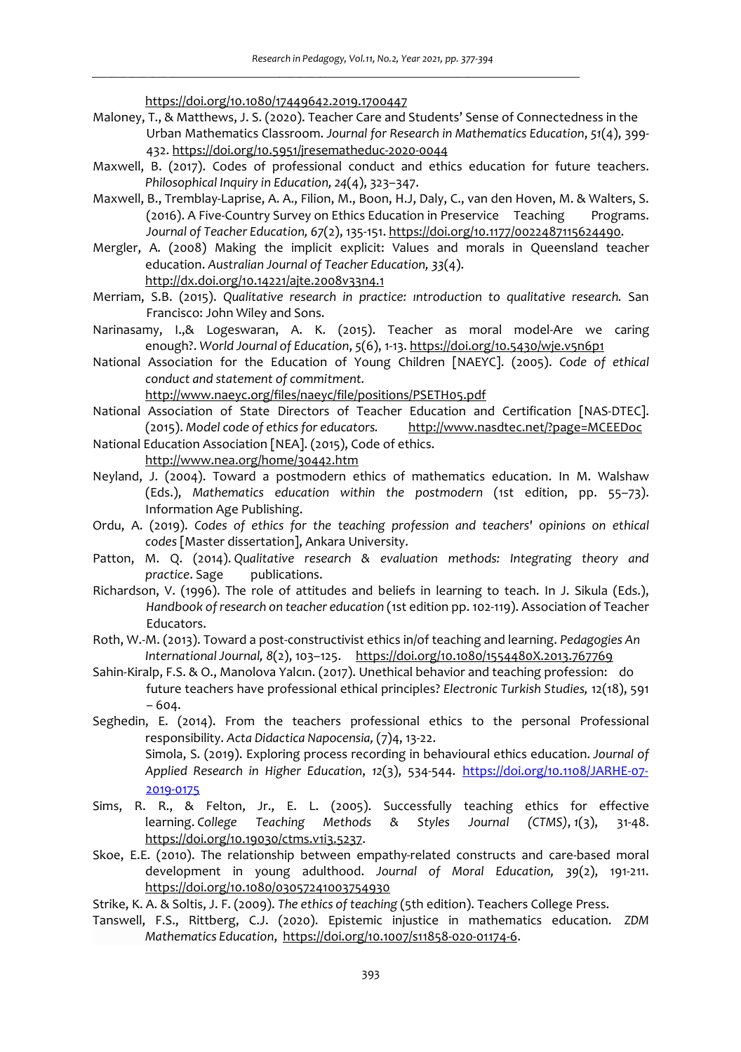https://doi.org/10.1080/17449642.2019.1700447

Maloney, T., & Matthews, J. S. (2020). Teacher Care and Students' Sense of Connectedness in the Urban Mathematics Classroom. *Journal for Research in Mathematics Education*, *51*(4), 399-432. https://doi.org/10.5951/jresematheduc-2020-0044

Maxwell, B. (2017). Codes of professional conduct and ethics education for future teachers. *Philosophical Inquiry in Education, 24*(4), 323–347.

Maxwell, B., Tremblay-Laprise, A. A., Filion, M., Boon, H.J, Daly, C., van den Hoven, M. & Walters, S. (2016). A Five-Country Survey on Ethics Education in Preservice Teaching Programs. *Journal of Teacher Education, 67*(2), 135-151. https://doi.org/10.1177/0022487115624490.

Mergler, A. (2008) Making the implicit explicit: Values and morals in Queensland teacher education. *Australian Journal of Teacher Education, 33*(4). http://dx.doi.org/10.14221/ajte.2008v33n4.1

Merriam, S.B. (2015). *Qualitative research in practice: ıntroduction to qualitative research.* San Francisco: John Wiley and Sons.

Narinasamy, I.,& Logeswaran, A. K. (2015). Teacher as moral model-Are we caring enough?. *World Journal of Education*, *5*(6), 1-13. https://doi.org/10.5430/wje.v5n6p1

National Association for the Education of Young Children [NAEYC]. (2005). *Code of ethical conduct and statement of commitment.* http://www.naeyc.org/files/naeyc/file/positions/PSETH05.pdf

National Association of State Directors of Teacher Education and Certification [NAS-DTEC]. (2015). *Model code of ethics for educators.* http://www.nasdtec.net/?page=MCEEDoc

National Education Association [NEA]. (2015), Code of ethics. http://www.nea.org/home/30442.htm

Neyland, J. (2004). Toward a postmodern ethics of mathematics education. In M. Walshaw (Eds.), *Mathematics education within the postmodern* (1st edition, pp. 55–73). Information Age Publishing.

Ordu, A. (2019). *Codes of ethics for the teaching profession and teachers' opinions on ethical codes* [Master dissertation], Ankara University.

Patton, M. Q. (2014). *Qualitative research & evaluation methods: Integrating theory and practice*. Sage publications.

Richardson, V. (1996). The role of attitudes and beliefs in learning to teach. In J. Sikula (Eds.), *Handbook of research on teacher education* (1st edition pp. 102-119). Association of Teacher Educators.

Roth, W.-M. (2013). Toward a post-constructivist ethics in/of teaching and learning. *Pedagogies An International Journal, 8*(2), 103–125. https://doi.org/10.1080/1554480X.2013.767769

Sahin-Kiralp, F.S. & O., Manolova Yalcın. (2017). Unethical behavior and teaching profession: do future teachers have professional ethical principles? *Electronic Turkish Studies,* 12(18), 591 – 604.

Seghedin, E. (2014). From the teachers professional ethics to the personal Professional responsibility. *Acta Didactica Napocensia,* (7)4, 13-22.

Simola, S. (2019). Exploring process recording in behavioural ethics education. *Journal of Applied Research in Higher Education*, *12*(3), 534-544. https://doi.org/10.1108/JARHE-07-2019-0175

Sims, R. R., & Felton, Jr., E. L. (2005). Successfully teaching ethics for effective learning. *College Teaching Methods & Styles Journal (CTMS)*, *1*(3), 31-48. https://doi.org/10.19030/ctms.v1i3.5237.

Skoe, E.E. (2010). The relationship between empathy-related constructs and care-based moral development in young adulthood. *Journal of Moral Education, 39*(2), 191-211. https://doi.org/10.1080/03057241003754930

Strike, K. A. & Soltis, J. F. (2009). *The ethics of teaching* (5th edition). Teachers College Press.

Tanswell, F.S., Rittberg, C.J. (2020). Epistemic injustice in mathematics education. *ZDM Mathematics Education*, https://doi.org/10.1007/s11858-020-01174-6.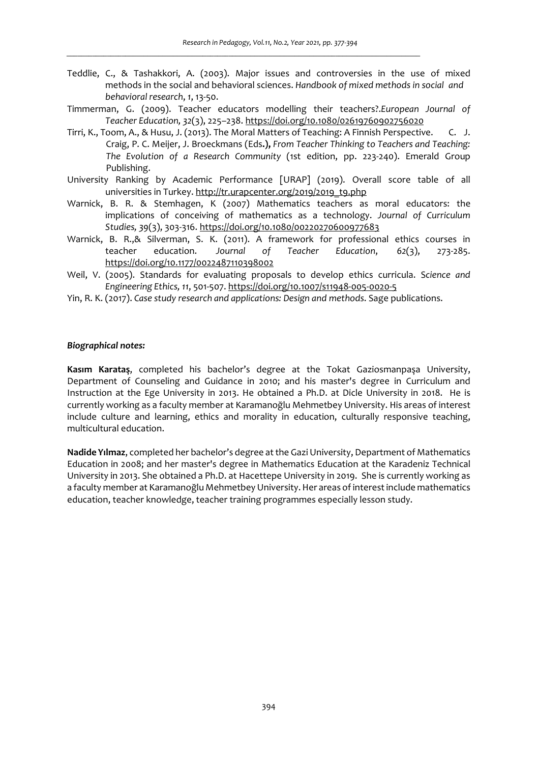Teddlie, C., & Tashakkori, A. (2003). Major issues and controversies in the use of mixed methods in the social and behavioral sciences. *Handbook of mixed methods in social and behavioral research*, *1*, 13-50.

Timmerman, G. (2009). Teacher educators modelling their teachers?.*European Journal of Teacher Education, 32*(3), 225–238. https://doi.org/10.1080/02619760902756020

Tirri, K., Toom, A., & Husu, J. (2013). The Moral Matters of Teaching: A Finnish Perspective. C. J. Craig, P. C. Meijer, J. Broeckmans (Eds.), *From Teacher Thinking to Teachers and Teaching: The Evolution of a Research Community* (1st edition, pp. 223-240). Emerald Group Publishing.

University Ranking by Academic Performance [URAP] (2019). Overall score table of all universities in Turkey. http://tr.urapcenter.org/2019/2019_t9.php

Warnick, B. R. & Stemhagen, K (2007) Mathematics teachers as moral educators: the implications of conceiving of mathematics as a technology. *Journal of Curriculum Studies, 39*(3), 303-316. https://doi.org/10.1080/00220270600977683

Warnick, B. R.,& Silverman, S. K. (2011). A framework for professional ethics courses in teacher education. *Journal of Teacher Education*, 62(3), 273-285. https://doi.org/10.1177/0022487110398002

Weil, V. (2005). Standards for evaluating proposals to develop ethics curricula. *Science and Engineering Ethics, 11*, 501-507. https://doi.org/10.1007/s11948-005-0020-5

Yin, R. K. (2017). *Case study research and applications: Design and methods*. Sage publications.

***Biographical notes:***

**Kasım Karataş**, completed his bachelor's degree at the Tokat Gaziosmanpaşa University, Department of Counseling and Guidance in 2010; and his master's degree in Curriculum and Instruction at the Ege University in 2013. He obtained a Ph.D. at Dicle University in 2018. He is currently working as a faculty member at Karamanoğlu Mehmetbey University. His areas of interest include culture and learning, ethics and morality in education, culturally responsive teaching, multicultural education.

**Nadide Yılmaz**, completed her bachelor's degree at the Gazi University, Department of Mathematics Education in 2008; and her master's degree in Mathematics Education at the Karadeniz Technical University in 2013. She obtained a Ph.D. at Hacettepe University in 2019. She is currently working as a faculty member at Karamanoğlu Mehmetbey University. Her areas of interest include mathematics education, teacher knowledge, teacher training programmes especially lesson study.